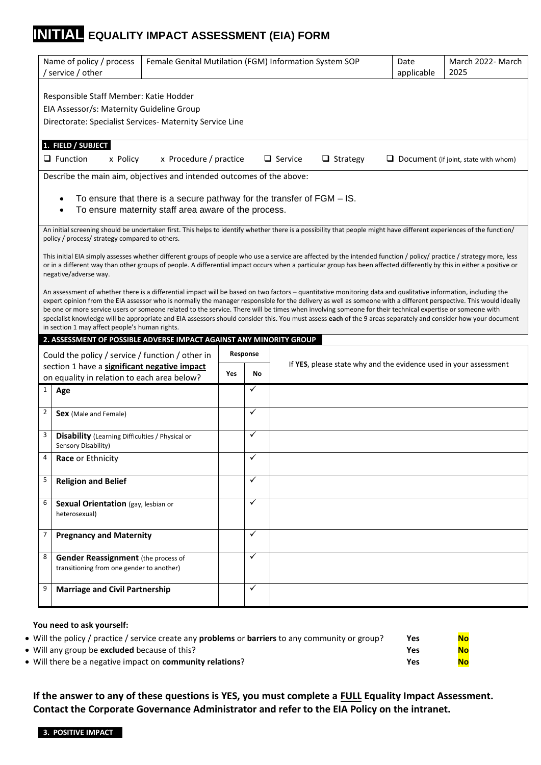# INITIAL EQUALITY IMPACT ASSESSMENT (EIA) FORM

| Name of policy / process / service / other | Female Genital Mutilation (FGM) Information System SOP | Date applicable | March 2022- March 2025 |
|---|---|---|---|

Responsible Staff Member: Katie Hodder

EIA Assessor/s: Maternity Guideline Group

Directorate: Specialist Services- Maternity Service Line

**1. FIELD / SUBJECT**

❑ Function  x Policy  x Procedure / practice  ❑ Service  ❑ Strategy  ❑ Document (if joint, state with whom)

Describe the main aim, objectives and intended outcomes of the above:

- To ensure that there is a secure pathway for the transfer of FGM – IS.
- To ensure maternity staff area aware of the process.

An initial screening should be undertaken first. This helps to identify whether there is a possibility that people might have different experiences of the function/ policy / process/ strategy compared to others.

This initial EIA simply assesses whether different groups of people who use a service are affected by the intended function / policy/ practice / strategy more, less or in a different way than other groups of people. A differential impact occurs when a particular group has been affected differently by this in either a positive or negative/adverse way.

An assessment of whether there is a differential impact will be based on two factors – quantitative monitoring data and qualitative information, including the expert opinion from the EIA assessor who is normally the manager responsible for the delivery as well as someone with a different perspective. This would ideally be one or more service users or someone related to the service. There will be times when involving someone for their technical expertise or someone with specialist knowledge will be appropriate and EIA assessors should consider this. You must assess **each** of the 9 areas separately and consider how your document in section 1 may affect people's human rights.

**2. ASSESSMENT OF POSSIBLE ADVERSE IMPACT AGAINST ANY MINORITY GROUP**

| | Could the policy / service / function / other in section 1 have a **significant negative impact** on equality in relation to each area below? | Response | | If **YES**, please state why and the evidence used in your assessment |
|---|---|---|---|---|
| | | Yes | No | |
| 1 | **Age** | | ✓ | |
| 2 | **Sex** (Male and Female) | | ✓ | |
| 3 | **Disability** (Learning Difficulties / Physical or Sensory Disability) | | ✓ | |
| 4 | **Race** or Ethnicity | | ✓ | |
| 5 | **Religion and Belief** | | ✓ | |
| 6 | **Sexual Orientation** (gay, lesbian or heterosexual) | | ✓ | |
| 7 | **Pregnancy and Maternity** | | ✓ | |
| 8 | **Gender Reassignment** (the process of transitioning from one gender to another) | | ✓ | |
| 9 | **Marriage and Civil Partnership** | | ✓ | |

**You need to ask yourself:**

| | | |
|---|---|---|
| • Will the policy / practice / service create any **problems** or **barriers** to any community or group? | Yes | **No** |
| • Will any group be **excluded** because of this? | Yes | **No** |
| • Will there be a negative impact on **community relations**? | Yes | **No** |

**If the answer to any of these questions is YES, you must complete a FULL Equality Impact Assessment. Contact the Corporate Governance Administrator and refer to the EIA Policy on the intranet.**

**3. POSITIVE IMPACT**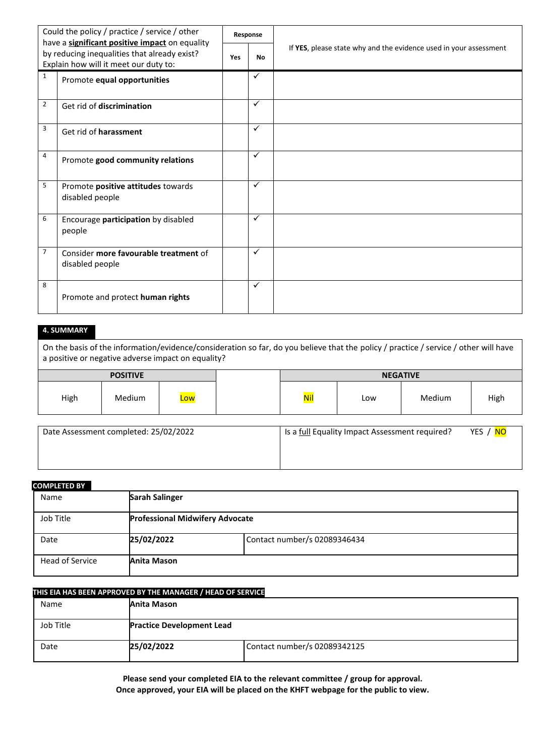| Could the policy / practice / service / other have a **significant positive impact** on equality by reducing inequalities that already exist? Explain how will it meet our duty to: | | Response | | If **YES**, please state why and the evidence used in your assessment |
|---|---|---|---|---|
| | | **Yes** | **No** | |
| 1 | Promote **equal opportunities** | | ✓ | |
| 2 | Get rid of **discrimination** | | ✓ | |
| 3 | Get rid of **harassment** | | ✓ | |
| 4 | Promote **good community relations** | | ✓ | |
| 5 | Promote **positive attitudes** towards disabled people | | ✓ | |
| 6 | Encourage **participation** by disabled people | | ✓ | |
| 7 | Consider **more favourable treatment** of disabled people | | ✓ | |
| 8 | Promote and protect **human rights** | | ✓ | |

## 4. SUMMARY

On the basis of the information/evidence/consideration so far, do you believe that the policy / practice / service / other will have a positive or negative adverse impact on equality?

| POSITIVE | | | | NEGATIVE | | | |
|---|---|---|---|---|---|---|---|
| High | Medium | Low | | Nil | Low | Medium | High |

| | |
|---|---|
| Date Assessment completed: 25/02/2022 | Is a full Equality Impact Assessment required? YES / NO |

**COMPLETED BY**

| | | |
|---|---|---|
| Name | **Sarah Salinger** | |
| Job Title | **Professional Midwifery Advocate** | |
| Date | **25/02/2022** | Contact number/s 02089346434 |
| Head of Service | **Anita Mason** | |

**THIS EIA HAS BEEN APPROVED BY THE MANAGER / HEAD OF SERVICE**

| | | |
|---|---|---|
| Name | **Anita Mason** | |
| Job Title | **Practice Development Lead** | |
| Date | **25/02/2022** | Contact number/s 02089342125 |

**Please send your completed EIA to the relevant committee / group for approval.**
**Once approved, your EIA will be placed on the KHFT webpage for the public to view.**